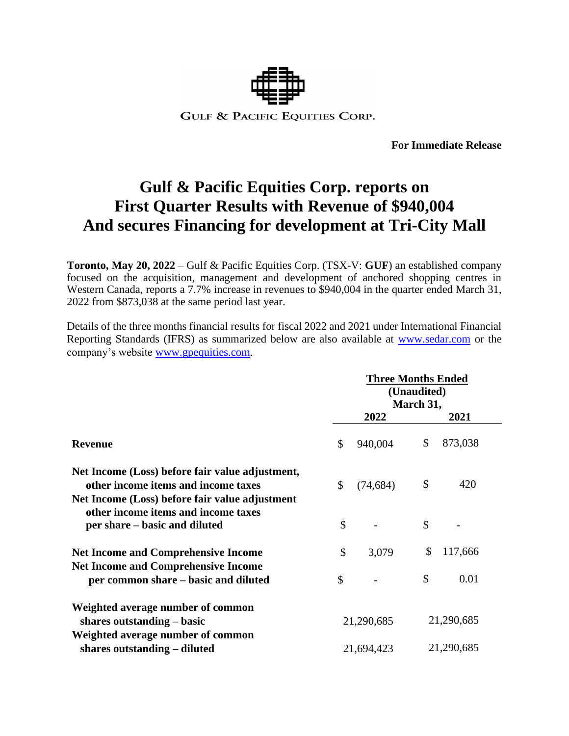GULF & PACIFIC EQUITIES CORP.

**For Immediate Release**

# Gulf & Pacific Equities Corp. reports on First Quarter Results with Revenue of $940,004 And secures Financing for development at Tri-City Mall

**Toronto, May 20, 2022** – Gulf & Pacific Equities Corp. (TSX-V: **GUF**) an established company focused on the acquisition, management and development of anchored shopping centres in Western Canada, reports a 7.7% increase in revenues to $940,004 in the quarter ended March 31, 2022 from $873,038 at the same period last year.

Details of the three months financial results for fiscal 2022 and 2021 under International Financial Reporting Standards (IFRS) as summarized below are also available at www.sedar.com or the company's website www.gpequities.com.

| | Three Months Ended (Unaudited) March 31, | |
|---|---|---|
| | **2022** | **2021** |
| **Revenue** | $ 940,004 | $ 873,038 |
| **Net Income (Loss) before fair value adjustment, other income items and income taxes** | $ (74,684) | $ 420 |
| **Net Income (Loss) before fair value adjustment other income items and income taxes per share – basic and diluted** | $ - | $ - |
| **Net Income and Comprehensive Income** | $ 3,079 | $ 117,666 |
| **Net Income and Comprehensive Income per common share – basic and diluted** | $ - | $ 0.01 |
| **Weighted average number of common shares outstanding – basic** | 21,290,685 | 21,290,685 |
| **Weighted average number of common shares outstanding – diluted** | 21,694,423 | 21,290,685 |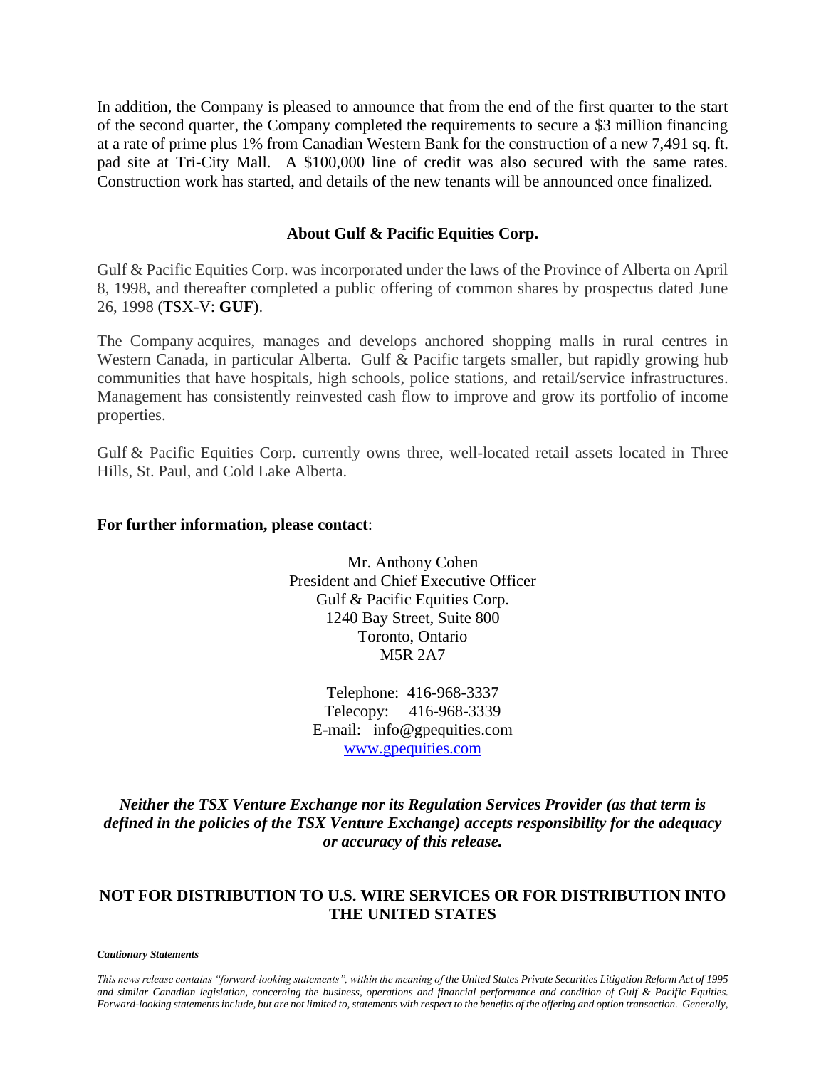In addition, the Company is pleased to announce that from the end of the first quarter to the start of the second quarter, the Company completed the requirements to secure a $3 million financing at a rate of prime plus 1% from Canadian Western Bank for the construction of a new 7,491 sq. ft. pad site at Tri-City Mall. A $100,000 line of credit was also secured with the same rates. Construction work has started, and details of the new tenants will be announced once finalized.

## About Gulf & Pacific Equities Corp.

Gulf & Pacific Equities Corp. was incorporated under the laws of the Province of Alberta on April 8, 1998, and thereafter completed a public offering of common shares by prospectus dated June 26, 1998 (TSX-V: **GUF**).

The Company acquires, manages and develops anchored shopping malls in rural centres in Western Canada, in particular Alberta. Gulf & Pacific targets smaller, but rapidly growing hub communities that have hospitals, high schools, police stations, and retail/service infrastructures. Management has consistently reinvested cash flow to improve and grow its portfolio of income properties.

Gulf & Pacific Equities Corp. currently owns three, well-located retail assets located in Three Hills, St. Paul, and Cold Lake Alberta.

**For further information, please contact**:

Mr. Anthony Cohen
President and Chief Executive Officer
Gulf & Pacific Equities Corp.
1240 Bay Street, Suite 800
Toronto, Ontario
M5R 2A7

Telephone: 416-968-3337
Telecopy: 416-968-3339
E-mail: info@gpequities.com
www.gpequities.com

***Neither the TSX Venture Exchange nor its Regulation Services Provider (as that term is defined in the policies of the TSX Venture Exchange) accepts responsibility for the adequacy or accuracy of this release.***

**NOT FOR DISTRIBUTION TO U.S. WIRE SERVICES OR FOR DISTRIBUTION INTO THE UNITED STATES**

***Cautionary Statements***

*This news release contains "forward-looking statements", within the meaning of the United States Private Securities Litigation Reform Act of 1995 and similar Canadian legislation, concerning the business, operations and financial performance and condition of Gulf & Pacific Equities. Forward-looking statements include, but are not limited to, statements with respect to the benefits of the offering and option transaction. Generally,*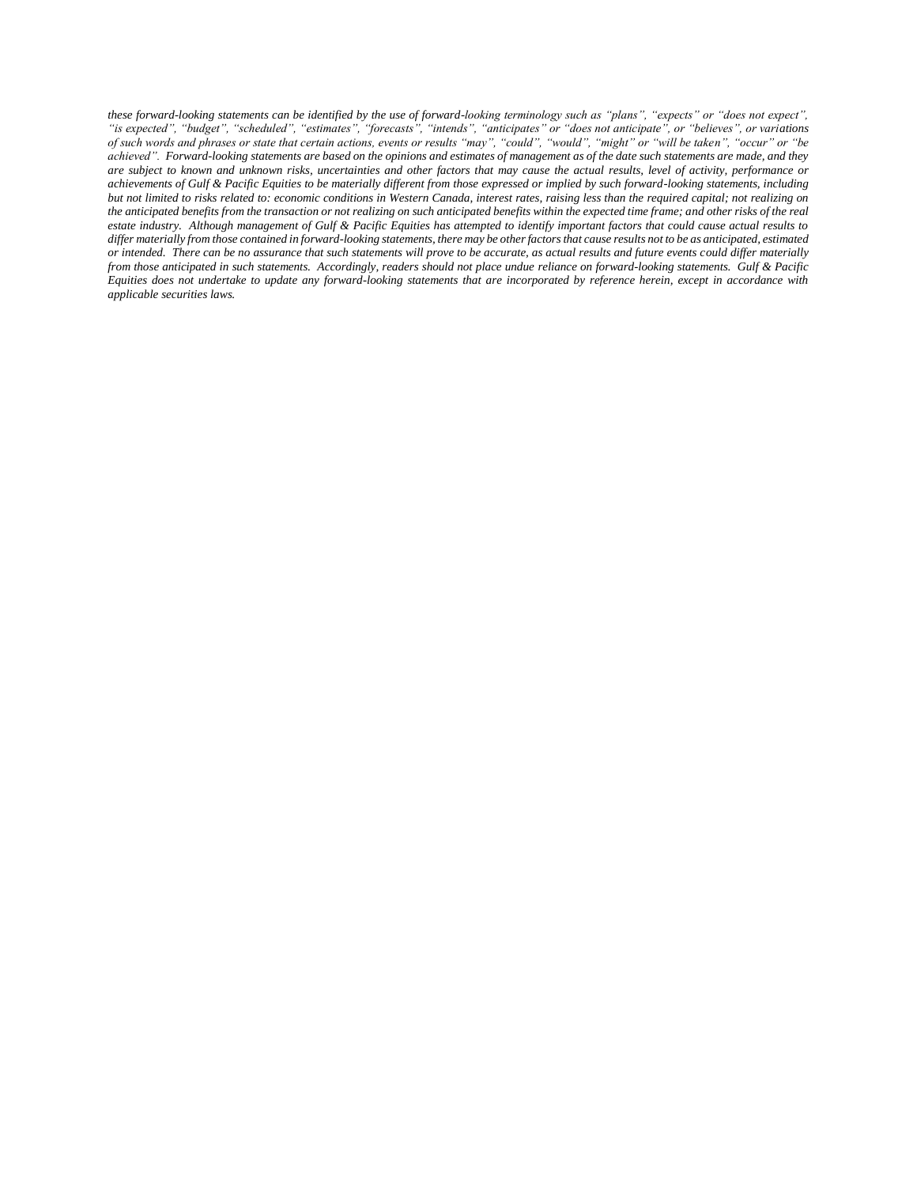*these forward-looking statements can be identified by the use of forward-looking terminology such as "plans", "expects" or "does not expect", "is expected", "budget", "scheduled", "estimates", "forecasts", "intends", "anticipates" or "does not anticipate", or "believes", or variations of such words and phrases or state that certain actions, events or results "may", "could", "would", "might" or "will be taken", "occur" or "be achieved". Forward-looking statements are based on the opinions and estimates of management as of the date such statements are made, and they are subject to known and unknown risks, uncertainties and other factors that may cause the actual results, level of activity, performance or achievements of Gulf & Pacific Equities to be materially different from those expressed or implied by such forward-looking statements, including but not limited to risks related to: economic conditions in Western Canada, interest rates, raising less than the required capital; not realizing on the anticipated benefits from the transaction or not realizing on such anticipated benefits within the expected time frame; and other risks of the real estate industry. Although management of Gulf & Pacific Equities has attempted to identify important factors that could cause actual results to differ materially from those contained in forward-looking statements, there may be other factors that cause results not to be as anticipated, estimated or intended. There can be no assurance that such statements will prove to be accurate, as actual results and future events could differ materially from those anticipated in such statements. Accordingly, readers should not place undue reliance on forward-looking statements. Gulf & Pacific Equities does not undertake to update any forward-looking statements that are incorporated by reference herein, except in accordance with applicable securities laws.*